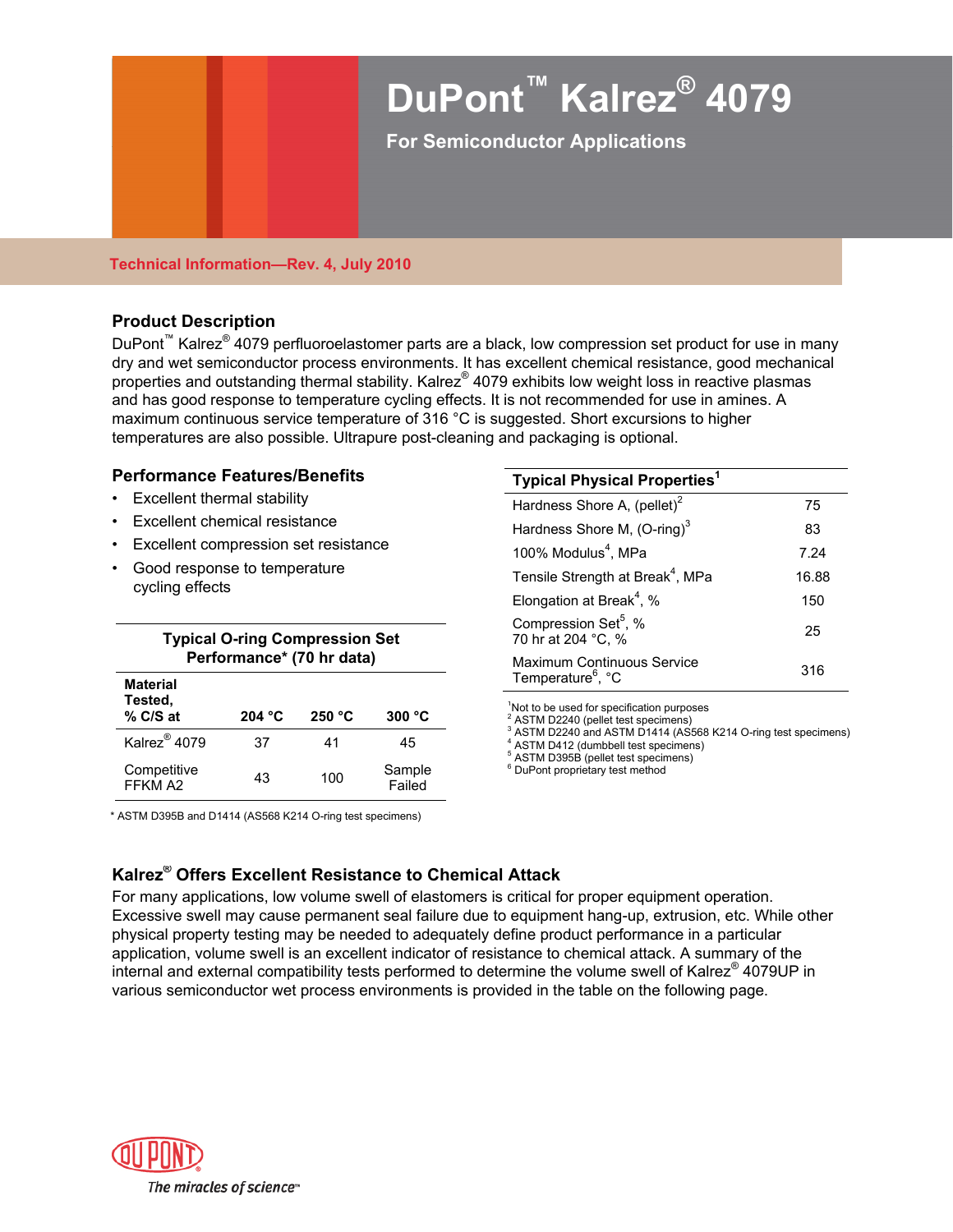# DuPont™ Kalrez® 4079

**For Semiconductor Applications**

**Technical Information—Rev. 4, July 2010**

## Product Description

DuPont™ Kalrez® 4079 perfluoroelastomer parts are a black, low compression set product for use in many dry and wet semiconductor process environments. It has excellent chemical resistance, good mechanical properties and outstanding thermal stability. Kalrez® 4079 exhibits low weight loss in reactive plasmas and has good response to temperature cycling effects. It is not recommended for use in amines. A maximum continuous service temperature of 316 °C is suggested. Short excursions to higher temperatures are also possible. Ultrapure post-cleaning and packaging is optional.

## Performance Features/Benefits

- Excellent thermal stability
- Excellent chemical resistance
- Excellent compression set resistance
- Good response to temperature cycling effects

**Typical O-ring Compression Set Performance\* (70 hr data)**

| Material Tested, % C/S at | 204 °C | 250 °C | 300 °C |
|---|---|---|---|
| Kalrez® 4079 | 37 | 41 | 45 |
| Competitive FFKM A2 | 43 | 100 | Sample Failed |

\* ASTM D395B and D1414 (AS568 K214 O-ring test specimens)

**Typical Physical Properties[1]**

| Property | Value |
|---|---|
| Hardness Shore A, (pellet)[2] | 75 |
| Hardness Shore M, (O-ring)[3] | 83 |
| 100% Modulus[4], MPa | 7.24 |
| Tensile Strength at Break[4], MPa | 16.88 |
| Elongation at Break[4], % | 150 |
| Compression Set[5], % 70 hr at 204 °C, % | 25 |
| Maximum Continuous Service Temperature[6], °C | 316 |

[1] Not to be used for specification purposes
[2] ASTM D2240 (pellet test specimens)
[3] ASTM D2240 and ASTM D1414 (AS568 K214 O-ring test specimens)
[4] ASTM D412 (dumbbell test specimens)
[5] ASTM D395B (pellet test specimens)
[6] DuPont proprietary test method

## Kalrez® Offers Excellent Resistance to Chemical Attack

For many applications, low volume swell of elastomers is critical for proper equipment operation. Excessive swell may cause permanent seal failure due to equipment hang-up, extrusion, etc. While other physical property testing may be needed to adequately define product performance in a particular application, volume swell is an excellent indicator of resistance to chemical attack. A summary of the internal and external compatibility tests performed to determine the volume swell of Kalrez® 4079UP in various semiconductor wet process environments is provided in the table on the following page.

DUPONT
*The miracles of science™*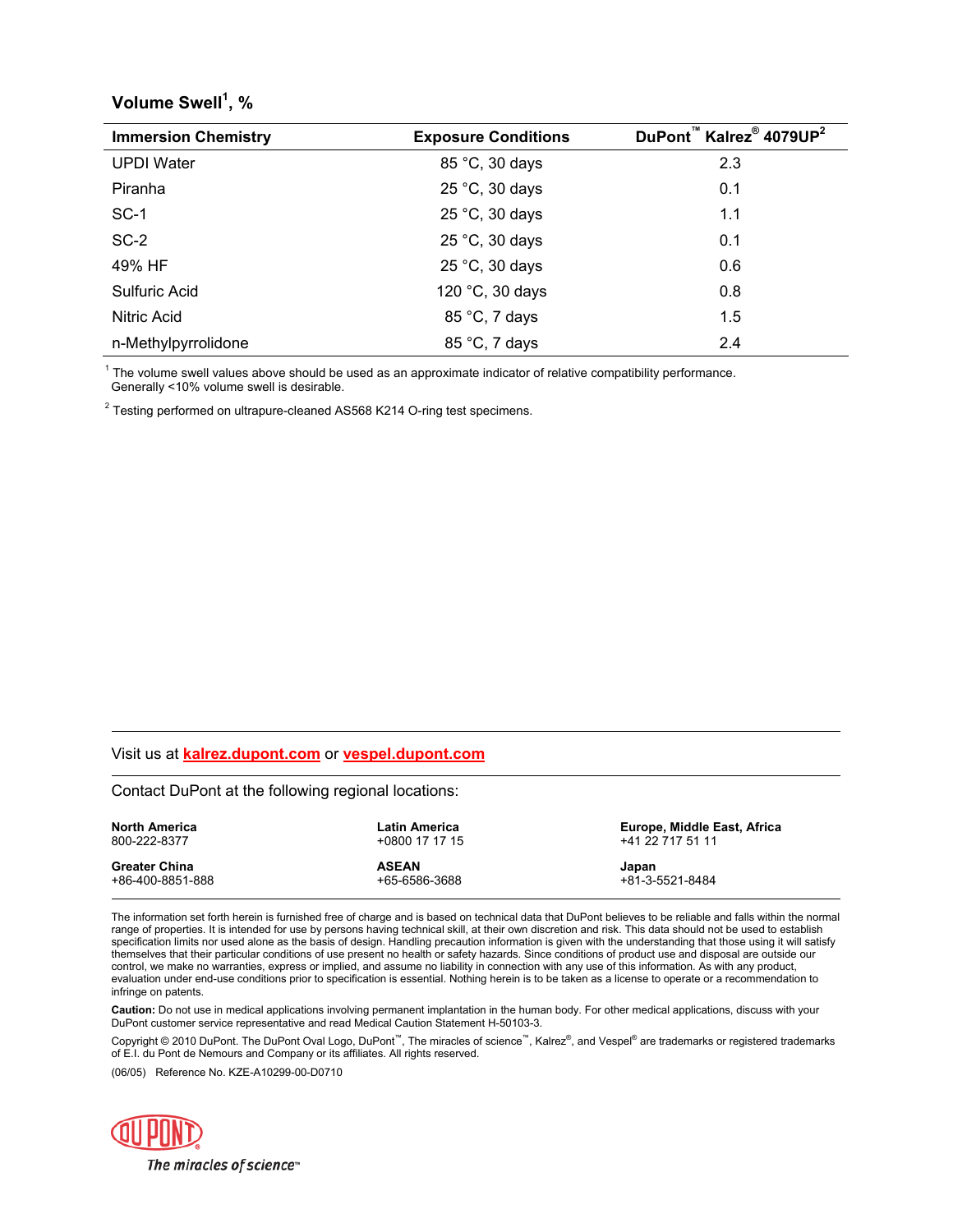### Volume Swell[1], %

| Immersion Chemistry | Exposure Conditions | DuPont™ Kalrez® 4079UP[2] |
|---|---|---|
| UPDI Water | 85 °C, 30 days | 2.3 |
| Piranha | 25 °C, 30 days | 0.1 |
| SC-1 | 25 °C, 30 days | 1.1 |
| SC-2 | 25 °C, 30 days | 0.1 |
| 49% HF | 25 °C, 30 days | 0.6 |
| Sulfuric Acid | 120 °C, 30 days | 0.8 |
| Nitric Acid | 85 °C, 7 days | 1.5 |
| n-Methylpyrrolidone | 85 °C, 7 days | 2.4 |

[1] The volume swell values above should be used as an approximate indicator of relative compatibility performance. Generally <10% volume swell is desirable.

[2] Testing performed on ultrapure-cleaned AS568 K214 O-ring test specimens.

Visit us at **kalrez.dupont.com** or **vespel.dupont.com**

Contact DuPont at the following regional locations:

**North America**
800-222-8377

**Latin America**
+0800 17 17 15

**Europe, Middle East, Africa**
+41 22 717 51 11

**Greater China**
+86-400-8851-888

**ASEAN**
+65-6586-3688

**Japan**
+81-3-5521-8484

The information set forth herein is furnished free of charge and is based on technical data that DuPont believes to be reliable and falls within the normal range of properties. It is intended for use by persons having technical skill, at their own discretion and risk. This data should not be used to establish specification limits nor used alone as the basis of design. Handling precaution information is given with the understanding that those using it will satisfy themselves that their particular conditions of use present no health or safety hazards. Since conditions of product use and disposal are outside our control, we make no warranties, express or implied, and assume no liability in connection with any use of this information. As with any product, evaluation under end-use conditions prior to specification is essential. Nothing herein is to be taken as a license to operate or a recommendation to infringe on patents.

**Caution:** Do not use in medical applications involving permanent implantation in the human body. For other medical applications, discuss with your DuPont customer service representative and read Medical Caution Statement H-50103-3.

Copyright © 2010 DuPont. The DuPont Oval Logo, DuPont™, The miracles of science™, Kalrez®, and Vespel® are trademarks or registered trademarks of E.I. du Pont de Nemours and Company or its affiliates. All rights reserved.

(06/05) Reference No. KZE-A10299-00-D0710

DUPONT

*The miracles of science™*